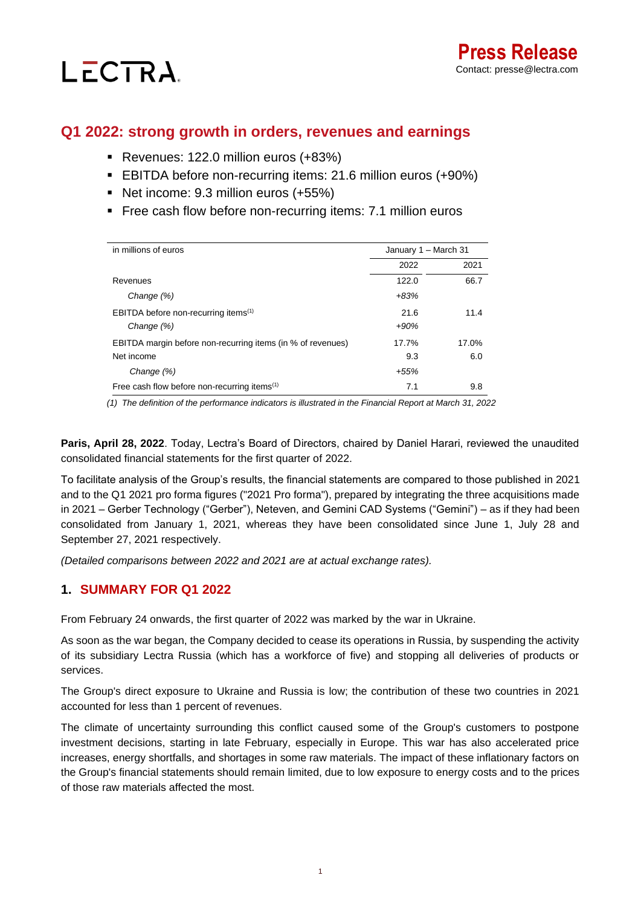LECTRA

**Press Release**
Contact: presse@lectra.com

# Q1 2022: strong growth in orders, revenues and earnings

- Revenues: 122.0 million euros (+83%)
- EBITDA before non-recurring items: 21.6 million euros (+90%)
- Net income: 9.3 million euros (+55%)
- Free cash flow before non-recurring items: 7.1 million euros

| in millions of euros | January 1 – March 31 | |
|---|---|---|
| | 2022 | 2021 |
| Revenues | 122.0 | 66.7 |
| *Change (%)* | *+83%* | |
| EBITDA before non-recurring items[1] | 21.6 | 11.4 |
| *Change (%)* | *+90%* | |
| EBITDA margin before non-recurring items (in % of revenues) | 17.7% | 17.0% |
| Net income | 9.3 | 6.0 |
| *Change (%)* | *+55%* | |
| Free cash flow before non-recurring items[1] | 7.1 | 9.8 |

*(1) The definition of the performance indicators is illustrated in the Financial Report at March 31, 2022*

**Paris, April 28, 2022**. Today, Lectra's Board of Directors, chaired by Daniel Harari, reviewed the unaudited consolidated financial statements for the first quarter of 2022.

To facilitate analysis of the Group's results, the financial statements are compared to those published in 2021 and to the Q1 2021 pro forma figures ("2021 Pro forma"), prepared by integrating the three acquisitions made in 2021 – Gerber Technology ("Gerber"), Neteven, and Gemini CAD Systems ("Gemini") – as if they had been consolidated from January 1, 2021, whereas they have been consolidated since June 1, July 28 and September 27, 2021 respectively.

*(Detailed comparisons between 2022 and 2021 are at actual exchange rates).*

## 1. SUMMARY FOR Q1 2022

From February 24 onwards, the first quarter of 2022 was marked by the war in Ukraine.

As soon as the war began, the Company decided to cease its operations in Russia, by suspending the activity of its subsidiary Lectra Russia (which has a workforce of five) and stopping all deliveries of products or services.

The Group's direct exposure to Ukraine and Russia is low; the contribution of these two countries in 2021 accounted for less than 1 percent of revenues.

The climate of uncertainty surrounding this conflict caused some of the Group's customers to postpone investment decisions, starting in late February, especially in Europe. This war has also accelerated price increases, energy shortfalls, and shortages in some raw materials. The impact of these inflationary factors on the Group's financial statements should remain limited, due to low exposure to energy costs and to the prices of those raw materials affected the most.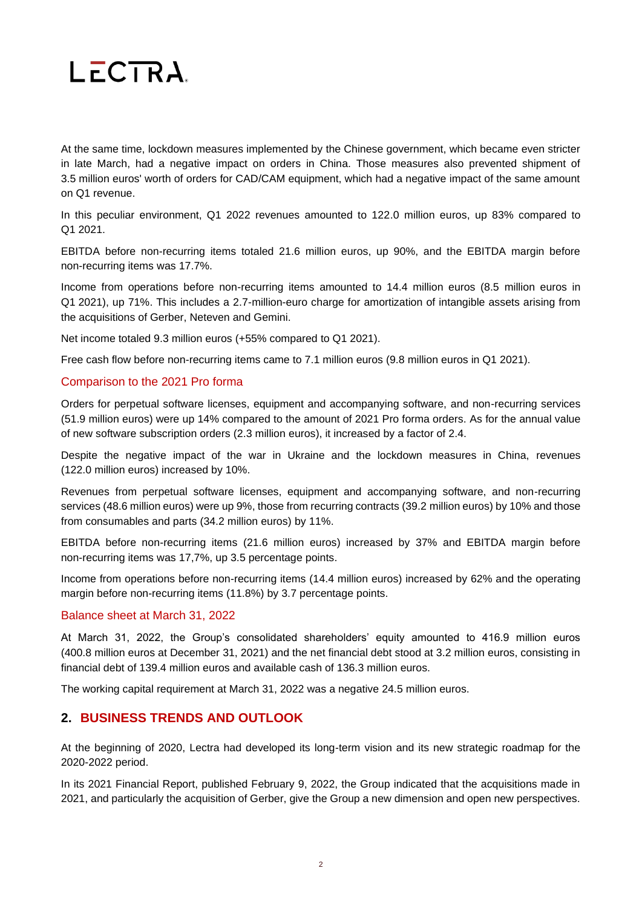At the same time, lockdown measures implemented by the Chinese government, which became even stricter in late March, had a negative impact on orders in China. Those measures also prevented shipment of 3.5 million euros' worth of orders for CAD/CAM equipment, which had a negative impact of the same amount on Q1 revenue.

In this peculiar environment, Q1 2022 revenues amounted to 122.0 million euros, up 83% compared to Q1 2021.

EBITDA before non-recurring items totaled 21.6 million euros, up 90%, and the EBITDA margin before non-recurring items was 17.7%.

Income from operations before non-recurring items amounted to 14.4 million euros (8.5 million euros in Q1 2021), up 71%. This includes a 2.7-million-euro charge for amortization of intangible assets arising from the acquisitions of Gerber, Neteven and Gemini.

Net income totaled 9.3 million euros (+55% compared to Q1 2021).

Free cash flow before non-recurring items came to 7.1 million euros (9.8 million euros in Q1 2021).

### Comparison to the 2021 Pro forma

Orders for perpetual software licenses, equipment and accompanying software, and non-recurring services (51.9 million euros) were up 14% compared to the amount of 2021 Pro forma orders. As for the annual value of new software subscription orders (2.3 million euros), it increased by a factor of 2.4.

Despite the negative impact of the war in Ukraine and the lockdown measures in China, revenues (122.0 million euros) increased by 10%.

Revenues from perpetual software licenses, equipment and accompanying software, and non-recurring services (48.6 million euros) were up 9%, those from recurring contracts (39.2 million euros) by 10% and those from consumables and parts (34.2 million euros) by 11%.

EBITDA before non-recurring items (21.6 million euros) increased by 37% and EBITDA margin before non-recurring items was 17,7%, up 3.5 percentage points.

Income from operations before non-recurring items (14.4 million euros) increased by 62% and the operating margin before non-recurring items (11.8%) by 3.7 percentage points.

### Balance sheet at March 31, 2022

At March 31, 2022, the Group's consolidated shareholders' equity amounted to 416.9 million euros (400.8 million euros at December 31, 2021) and the net financial debt stood at 3.2 million euros, consisting in financial debt of 139.4 million euros and available cash of 136.3 million euros.

The working capital requirement at March 31, 2022 was a negative 24.5 million euros.

## 2. BUSINESS TRENDS AND OUTLOOK

At the beginning of 2020, Lectra had developed its long-term vision and its new strategic roadmap for the 2020-2022 period.

In its 2021 Financial Report, published February 9, 2022, the Group indicated that the acquisitions made in 2021, and particularly the acquisition of Gerber, give the Group a new dimension and open new perspectives.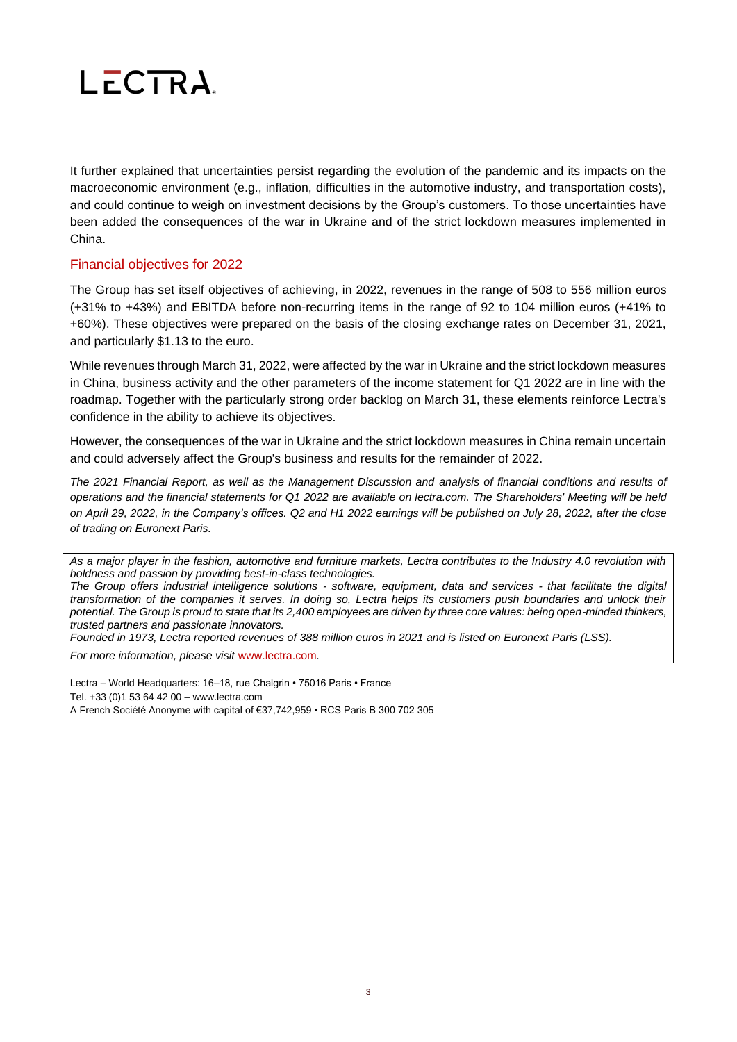It further explained that uncertainties persist regarding the evolution of the pandemic and its impacts on the macroeconomic environment (e.g., inflation, difficulties in the automotive industry, and transportation costs), and could continue to weigh on investment decisions by the Group's customers. To those uncertainties have been added the consequences of the war in Ukraine and of the strict lockdown measures implemented in China.

## Financial objectives for 2022

The Group has set itself objectives of achieving, in 2022, revenues in the range of 508 to 556 million euros (+31% to +43%) and EBITDA before non-recurring items in the range of 92 to 104 million euros (+41% to +60%). These objectives were prepared on the basis of the closing exchange rates on December 31, 2021, and particularly $1.13 to the euro.

While revenues through March 31, 2022, were affected by the war in Ukraine and the strict lockdown measures in China, business activity and the other parameters of the income statement for Q1 2022 are in line with the roadmap. Together with the particularly strong order backlog on March 31, these elements reinforce Lectra's confidence in the ability to achieve its objectives.

However, the consequences of the war in Ukraine and the strict lockdown measures in China remain uncertain and could adversely affect the Group's business and results for the remainder of 2022.

*The 2021 Financial Report, as well as the Management Discussion and analysis of financial conditions and results of operations and the financial statements for Q1 2022 are available on lectra.com. The Shareholders' Meeting will be held on April 29, 2022, in the Company's offices. Q2 and H1 2022 earnings will be published on July 28, 2022, after the close of trading on Euronext Paris.*

*As a major player in the fashion, automotive and furniture markets, Lectra contributes to the Industry 4.0 revolution with boldness and passion by providing best-in-class technologies.*

*The Group offers industrial intelligence solutions - software, equipment, data and services - that facilitate the digital transformation of the companies it serves. In doing so, Lectra helps its customers push boundaries and unlock their potential. The Group is proud to state that its 2,400 employees are driven by three core values: being open-minded thinkers, trusted partners and passionate innovators.*

*Founded in 1973, Lectra reported revenues of 388 million euros in 2021 and is listed on Euronext Paris (LSS).*

*For more information, please visit [www.lectra.com](www.lectra.com).*

Lectra – World Headquarters: 16–18, rue Chalgrin • 75016 Paris • France
Tel. +33 (0)1 53 64 42 00 – www.lectra.com
A French Société Anonyme with capital of €37,742,959 • RCS Paris B 300 702 305